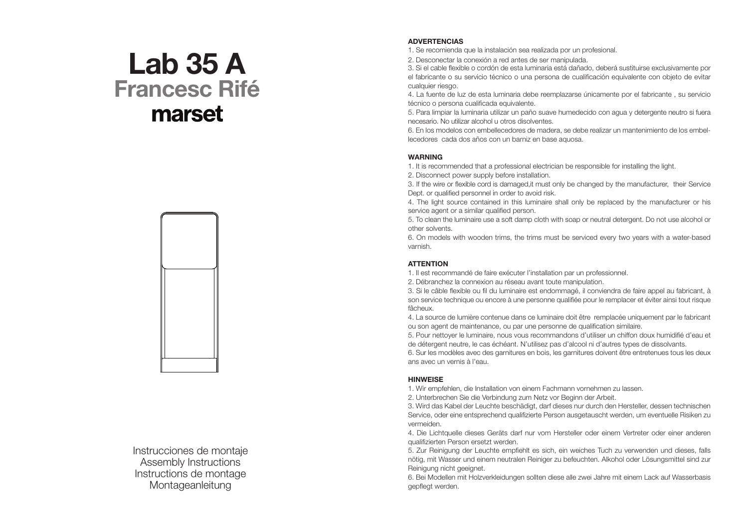# Lab 35 A

## Francesc Rifé

**marset**

Instrucciones de montaje
Assembly Instructions
Instructions de montage
Montageanleitung

### ADVERTENCIAS

1. Se recomienda que la instalación sea realizada por un profesional.
2. Desconectar la conexión a red antes de ser manipulada.
3. Si el cable flexible o cordón de esta luminaria está dañado, deberá sustituirse exclusivamente por el fabricante o su servicio técnico o una persona de cualificación equivalente con objeto de evitar cualquier riesgo.
4. La fuente de luz de esta luminaria debe reemplazarse únicamente por el fabricante , su servicio técnico o persona cualificada equivalente.
5. Para limpiar la luminaria utilizar un paño suave humedecido con agua y detergente neutro si fuera necesario. No utilizar alcohol u otros disolventes.
6. En los modelos con embellecedores de madera, se debe realizar un mantenimiento de los embellecedores cada dos años con un barniz en base aquosa.

### WARNING

1. It is recommended that a professional electrician be responsible for installing the light.
2. Disconnect power supply before installation.
3. If the wire or flexible cord is damaged,it must only be changed by the manufacturer, their Service Dept. or qualified personnel in order to avoid risk.
4. The light source contained in this luminaire shall only be replaced by the manufacturer or his service agent or a similar qualified person.
5. To clean the luminaire use a soft damp cloth with soap or neutral detergent. Do not use alcohol or other solvents.
6. On models with wooden trims, the trims must be serviced every two years with a water-based varnish.

### ATTENTION

1. Il est recommandé de faire exécuter l'installation par un professionnel.
2. Débranchez la connexion au réseau avant toute manipulation.
3. Si le câble flexible ou fil du luminaire est endommagé, il conviendra de faire appel au fabricant, à son service technique ou encore à une personne qualifiée pour le remplacer et éviter ainsi tout risque fâcheux.
4. La source de lumière contenue dans ce luminaire doit être remplacée uniquement par le fabricant ou son agent de maintenance, ou par une personne de qualification similaire.
5. Pour nettoyer le luminaire, nous vous recommandons d'utiliser un chiffon doux humidifié d'eau et de détergent neutre, le cas échéant. N'utilisez pas d'alcool ni d'autres types de dissolvants.
6. Sur les modèles avec des garnitures en bois, les garnitures doivent être entretenues tous les deux ans avec un vernis à l'eau.

### HINWEISE

1. Wir empfehlen, die Installation von einem Fachmann vornehmen zu lassen.
2. Unterbrechen Sie die Verbindung zum Netz vor Beginn der Arbeit.
3. Wird das Kabel der Leuchte beschädigt, darf dieses nur durch den Hersteller, dessen technischen Service, oder eine entsprechend qualifizierte Person ausgetauscht werden, um eventuelle Risiken zu vermeiden.
4. Die Lichtquelle dieses Geräts darf nur vom Hersteller oder einem Vertreter oder einer anderen qualifizierten Person ersetzt werden.
5. Zur Reinigung der Leuchte empfiehlt es sich, ein weiches Tuch zu verwenden und dieses, falls nötig, mit Wasser und einem neutralen Reiniger zu befeuchten. Alkohol oder Lösungsmittel sind zur Reinigung nicht geeignet.
6. Bei Modellen mit Holzverkleidungen sollten diese alle zwei Jahre mit einem Lack auf Wasserbasis gepflegt werden.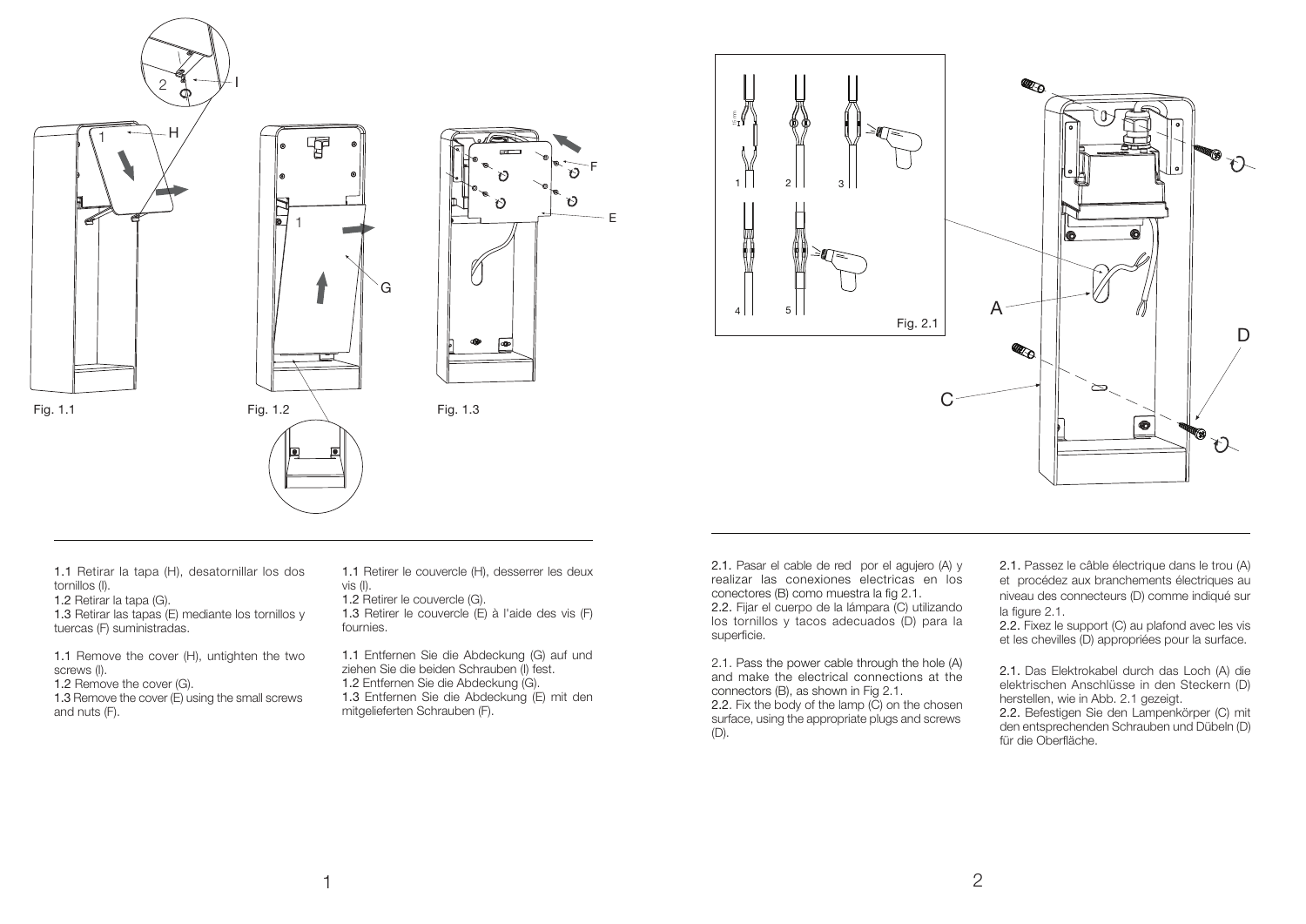Fig. 1.1

Fig. 1.2

Fig. 1.3

**1.1** Retirar la tapa (H), desatornillar los dos tornillos (I).
**1.2** Retirar la tapa (G).
**1.3** Retirar las tapas (E) mediante los tornillos y tuercas (F) suministradas.

**1.1** Remove the cover (H), untighten the two screws (I).
**1.2** Remove the cover (G).
**1.3** Remove the cover (E) using the small screws and nuts (F).

**1.1** Retirer le couvercle (H), desserrer les deux vis (I).
**1.2** Retirer le couvercle (G).
**1.3** Retirer le couvercle (E) à l'aide des vis (F) fournies.

**1.1** Entfernen Sie die Abdeckung (G) auf und ziehen Sie die beiden Schrauben (I) fest.
**1.2** Entfernen Sie die Abdeckung (G).
**1.3** Entfernen Sie die Abdeckung (E) mit den mitgelieferten Schrauben (F).

Fig. 2.1

**2.1.** Pasar el cable de red por el agujero (A) y realizar las conexiones electricas en los conectores (B) como muestra la fig 2.1.
**2.2.** Fijar el cuerpo de la lámpara (C) utilizando los tornillos y tacos adecuados (D) para la superficie.

2.1. Pass the power cable through the hole (A) and make the electrical connections at the connectors (B), as shown in Fig 2.1.
2.2. Fix the body of the lamp (C) on the chosen surface, using the appropriate plugs and screws (D).

**2.1.** Passez le câble électrique dans le trou (A) et procédez aux branchements électriques au niveau des connecteurs (D) comme indiqué sur la figure 2.1.
**2.2.** Fixez le support (C) au plafond avec les vis et les chevilles (D) appropriées pour la surface.

**2.1.** Das Elektrokabel durch das Loch (A) die elektrischen Anschlüsse in den Steckern (D) herstellen, wie in Abb. 2.1 gezeigt.
**2.2.** Befestigen Sie den Lampenkörper (C) mit den entsprechenden Schrauben und Dübeln (D) für die Oberfläche.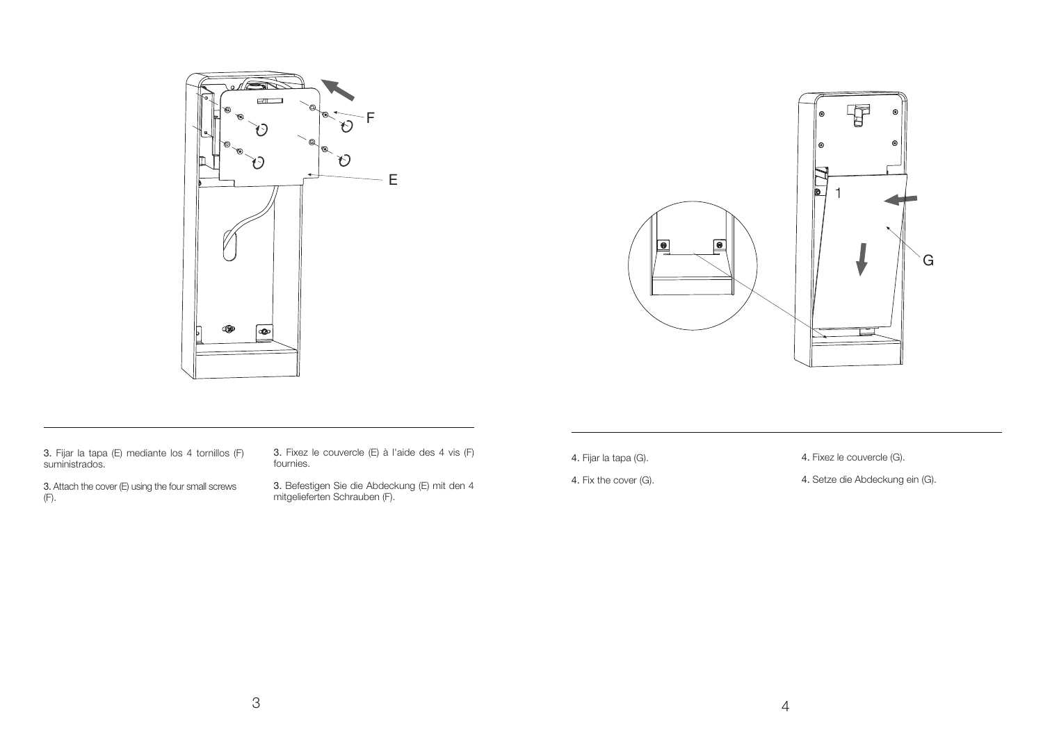3. Fijar la tapa (E) mediante los 4 tornillos (F) suministrados.

3. Attach the cover (E) using the four small screws (F).

3. Fixez le couvercle (E) à l'aide des 4 vis (F) fournies.

3. Befestigen Sie die Abdeckung (E) mit den 4 mitgelieferten Schrauben (F).

4. Fijar la tapa (G).

4. Fix the cover (G).

4. Fixez le couvercle (G).

4. Setze die Abdeckung ein (G).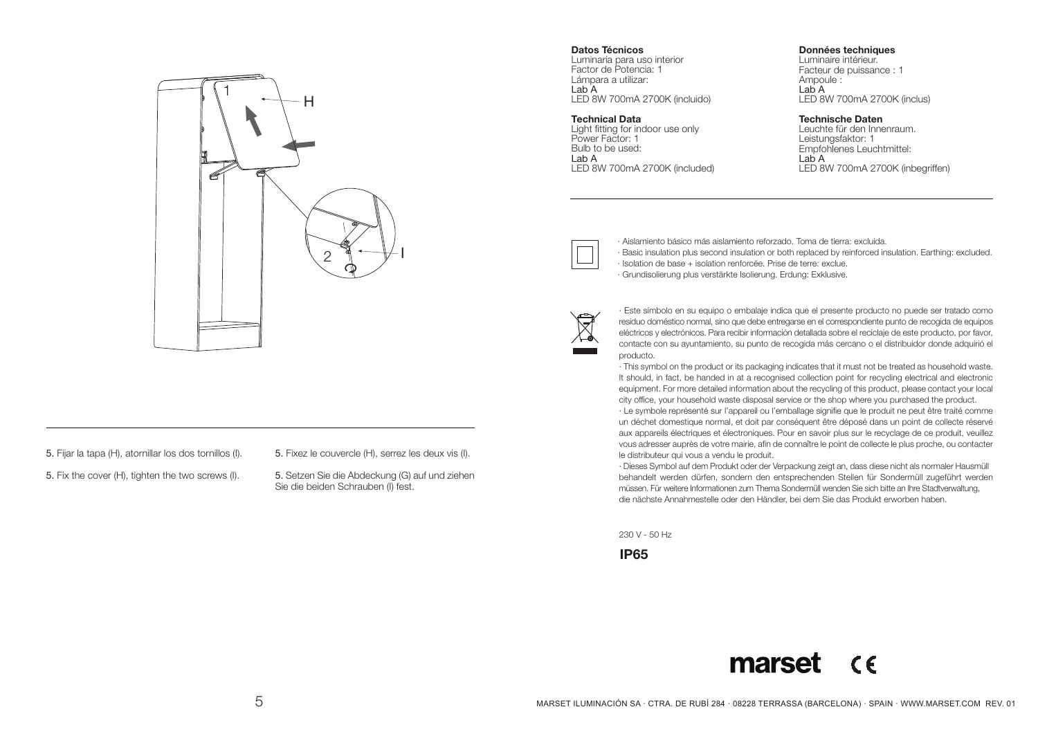5. Fijar la tapa (H), atornillar los dos tornillos (I).

5. Fix the cover (H), tighten the two screws (I).

5. Fixez le couvercle (H), serrez les deux vis (I).

5. Setzen Sie die Abdeckung (G) auf und ziehen Sie die beiden Schrauben (I) fest.

**Datos Técnicos**
Luminaria para uso interior
Factor de Potencia: 1
Lámpara a utilizar:
Lab A
LED 8W 700mA 2700K (incluido)

**Technical Data**
Light fitting for indoor use only
Power Factor: 1
Bulb to be used:
Lab A
LED 8W 700mA 2700K (included)

**Données techniques**
Luminaire intérieur.
Facteur de puissance : 1
Ampoule :
Lab A
LED 8W 700mA 2700K (inclus)

**Technische Daten**
Leuchte für den Innenraum.
Leistungsfaktor: 1
Empfohlenes Leuchtmittel:
Lab A
LED 8W 700mA 2700K (inbegriffen)

· Aislamiento básico más aislamiento reforzado. Toma de tierra: excluida.
· Basic insulation plus second insulation or both replaced by reinforced insulation. Earthing: excluded.
· Isolation de base + isolation renforcée. Prise de terre: exclue.
· Grundisolierung plus verstärkte Isolierung. Erdung: Exklusive.

· Este símbolo en su equipo o embalaje indica que el presente producto no puede ser tratado como residuo doméstico normal, sino que debe entregarse en el correspondiente punto de recogida de equipos eléctricos y electrónicos. Para recibir información detallada sobre el reciclaje de este producto, por favor, contacte con su ayuntamiento, su punto de recogida más cercano o el distribuidor donde adquirió el producto.

· This symbol on the product or its packaging indicates that it must not be treated as household waste. It should, in fact, be handed in at a recognised collection point for recycling electrical and electronic equipment. For more detailed information about the recycling of this product, please contact your local city office, your household waste disposal service or the shop where you purchased the product.

· Le symbole représenté sur l'appareil ou l'emballage signifie que le produit ne peut être traité comme un déchet domestique normal, et doit par conséquent être déposé dans un point de collecte réservé aux appareils électriques et électroniques. Pour en savoir plus sur le recyclage de ce produit, veuillez vous adresser auprès de votre mairie, afin de connaître le point de collecte le plus proche, ou contacter le distributeur qui vous a vendu le produit.

· Dieses Symbol auf dem Produkt oder der Verpackung zeigt an, dass diese nicht als normaler Hausmüll behandelt werden dürfen, sondern den entsprechenden Stellen für Sondermüll zugeführt werden müssen. Für weitere Informationen zum Thema Sondermüll wenden Sie sich bitte an Ihre Stadtverwaltung, die nächste Annahmestelle oder den Händler, bei dem Sie das Produkt erworben haben.

230 V - 50 Hz

**IP65**

marset

MARSET ILUMINACIÓN SA · CTRA. DE RUBÍ 284 · 08228 TERRASSA (BARCELONA) · SPAIN · WWW.MARSET.COM REV. 01